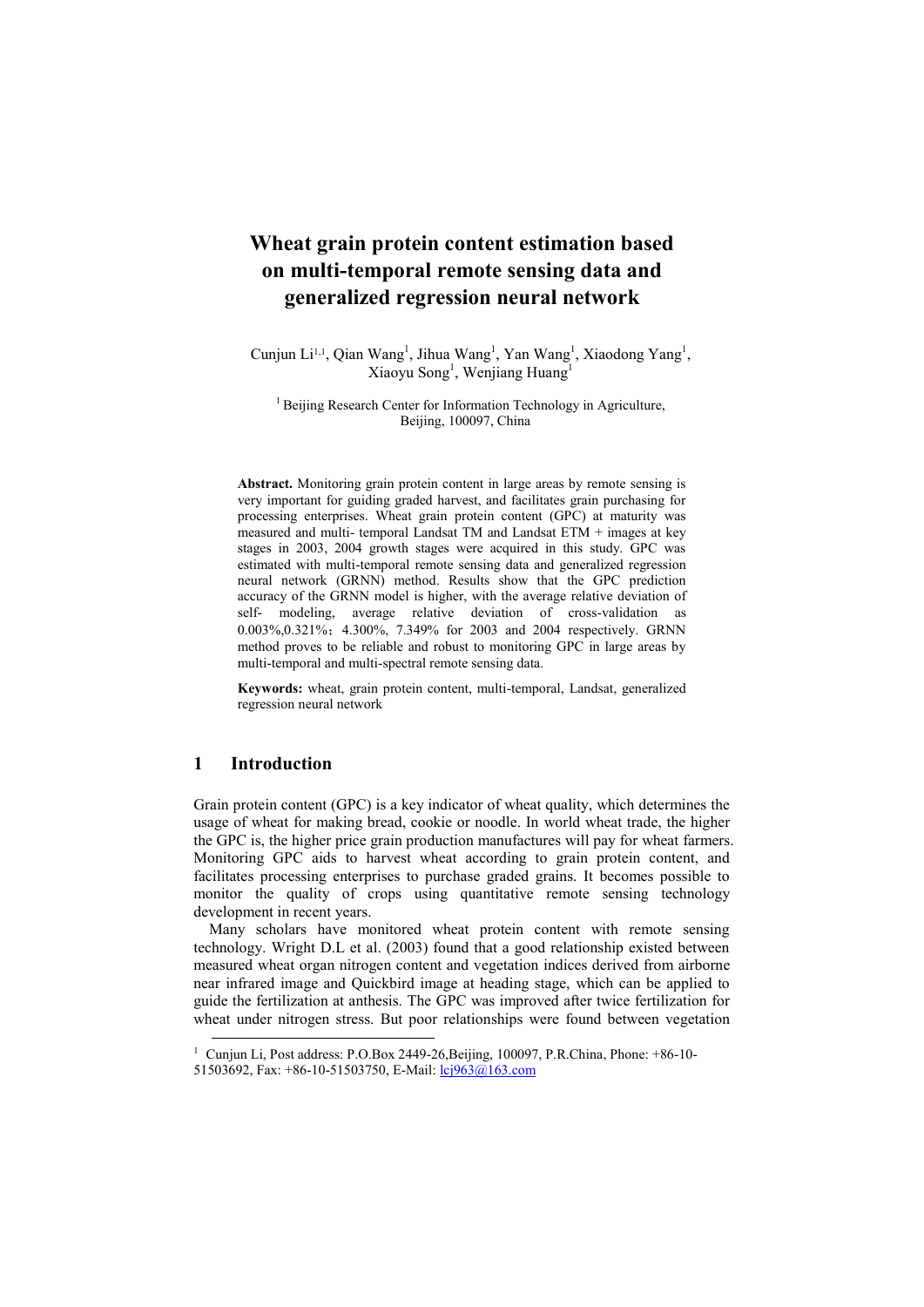# Wheat grain protein content estimation based on multi-temporal remote sensing data and generalized regression neural network

Cunjun Li[1,1], Qian Wang[1], Jihua Wang[1], Yan Wang[1], Xiaodong Yang[1], Xiaoyu Song[1], Wenjiang Huang[1]

[1] Beijing Research Center for Information Technology in Agriculture, Beijing, 100097, China

**Abstract.** Monitoring grain protein content in large areas by remote sensing is very important for guiding graded harvest, and facilitates grain purchasing for processing enterprises. Wheat grain protein content (GPC) at maturity was measured and multi- temporal Landsat TM and Landsat ETM + images at key stages in 2003, 2004 growth stages were acquired in this study. GPC was estimated with multi-temporal remote sensing data and generalized regression neural network (GRNN) method. Results show that the GPC prediction accuracy of the GRNN model is higher, with the average relative deviation of self- modeling, average relative deviation of cross-validation as 0.003%,0.321%；4.300%, 7.349% for 2003 and 2004 respectively. GRNN method proves to be reliable and robust to monitoring GPC in large areas by multi-temporal and multi-spectral remote sensing data.

**Keywords:** wheat, grain protein content, multi-temporal, Landsat, generalized regression neural network

## 1 Introduction

Grain protein content (GPC) is a key indicator of wheat quality, which determines the usage of wheat for making bread, cookie or noodle. In world wheat trade, the higher the GPC is, the higher price grain production manufactures will pay for wheat farmers. Monitoring GPC aids to harvest wheat according to grain protein content, and facilitates processing enterprises to purchase graded grains. It becomes possible to monitor the quality of crops using quantitative remote sensing technology development in recent years.

Many scholars have monitored wheat protein content with remote sensing technology. Wright D.L et al. (2003) found that a good relationship existed between measured wheat organ nitrogen content and vegetation indices derived from airborne near infrared image and Quickbird image at heading stage, which can be applied to guide the fertilization at anthesis. The GPC was improved after twice fertilization for wheat under nitrogen stress. But poor relationships were found between vegetation

[1] Cunjun Li, Post address: P.O.Box 2449-26,Beijing, 100097, P.R.China, Phone: +86-10-51503692, Fax: +86-10-51503750, E-Mail: lcj963@163.com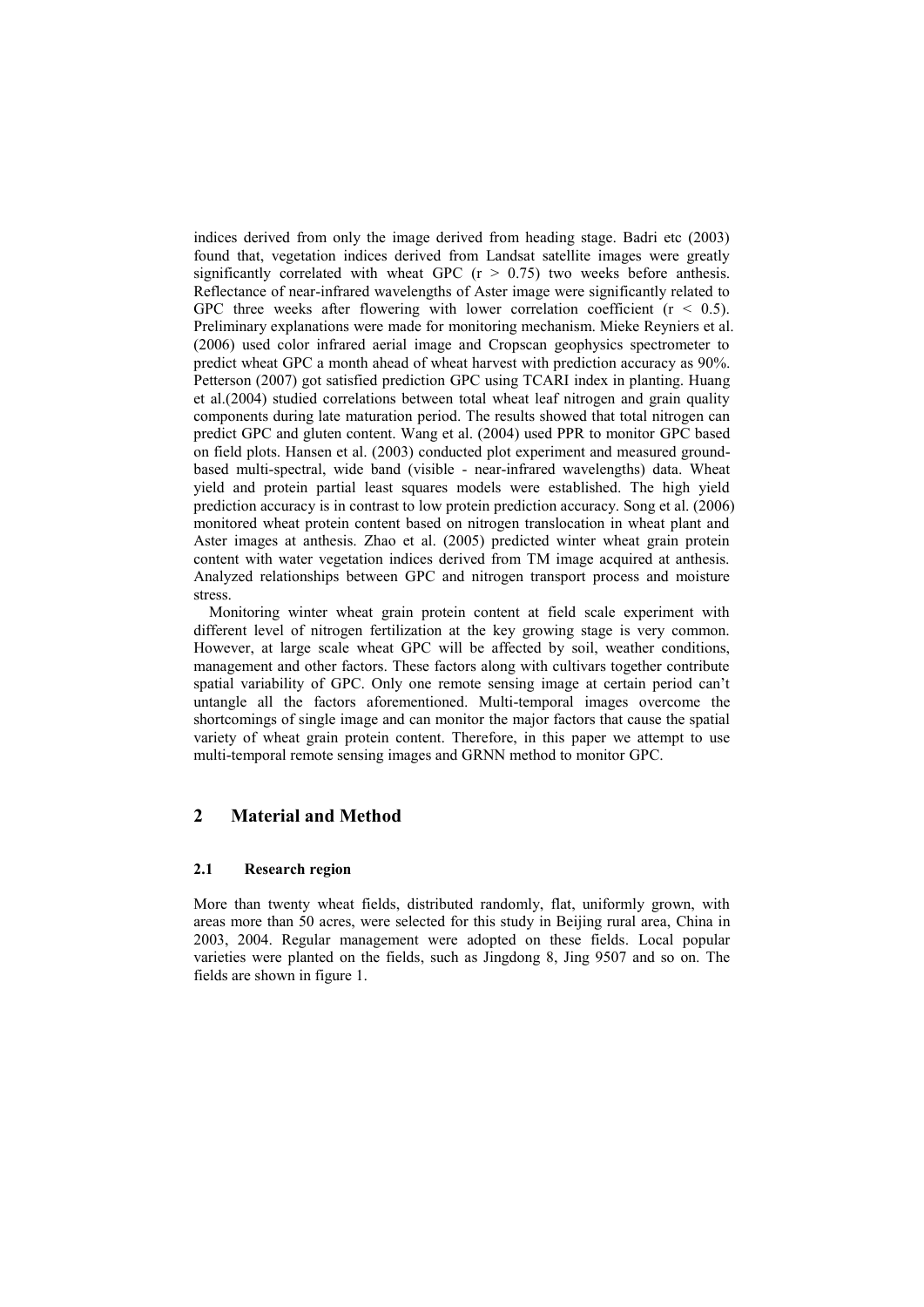indices derived from only the image derived from heading stage. Badri etc (2003) found that, vegetation indices derived from Landsat satellite images were greatly significantly correlated with wheat GPC ($r > 0.75$) two weeks before anthesis. Reflectance of near-infrared wavelengths of Aster image were significantly related to GPC three weeks after flowering with lower correlation coefficient ($r < 0.5$). Preliminary explanations were made for monitoring mechanism. Mieke Reyniers et al. (2006) used color infrared aerial image and Cropscan geophysics spectrometer to predict wheat GPC a month ahead of wheat harvest with prediction accuracy as 90%. Petterson (2007) got satisfied prediction GPC using TCARI index in planting. Huang et al.(2004) studied correlations between total wheat leaf nitrogen and grain quality components during late maturation period. The results showed that total nitrogen can predict GPC and gluten content. Wang et al. (2004) used PPR to monitor GPC based on field plots. Hansen et al. (2003) conducted plot experiment and measured ground-based multi-spectral, wide band (visible - near-infrared wavelengths) data. Wheat yield and protein partial least squares models were established. The high yield prediction accuracy is in contrast to low protein prediction accuracy. Song et al. (2006) monitored wheat protein content based on nitrogen translocation in wheat plant and Aster images at anthesis. Zhao et al. (2005) predicted winter wheat grain protein content with water vegetation indices derived from TM image acquired at anthesis. Analyzed relationships between GPC and nitrogen transport process and moisture stress.

Monitoring winter wheat grain protein content at field scale experiment with different level of nitrogen fertilization at the key growing stage is very common. However, at large scale wheat GPC will be affected by soil, weather conditions, management and other factors. These factors along with cultivars together contribute spatial variability of GPC. Only one remote sensing image at certain period can't untangle all the factors aforementioned. Multi-temporal images overcome the shortcomings of single image and can monitor the major factors that cause the spatial variety of wheat grain protein content. Therefore, in this paper we attempt to use multi-temporal remote sensing images and GRNN method to monitor GPC.

## 2 Material and Method

### 2.1 Research region

More than twenty wheat fields, distributed randomly, flat, uniformly grown, with areas more than 50 acres, were selected for this study in Beijing rural area, China in 2003, 2004. Regular management were adopted on these fields. Local popular varieties were planted on the fields, such as Jingdong 8, Jing 9507 and so on. The fields are shown in figure 1.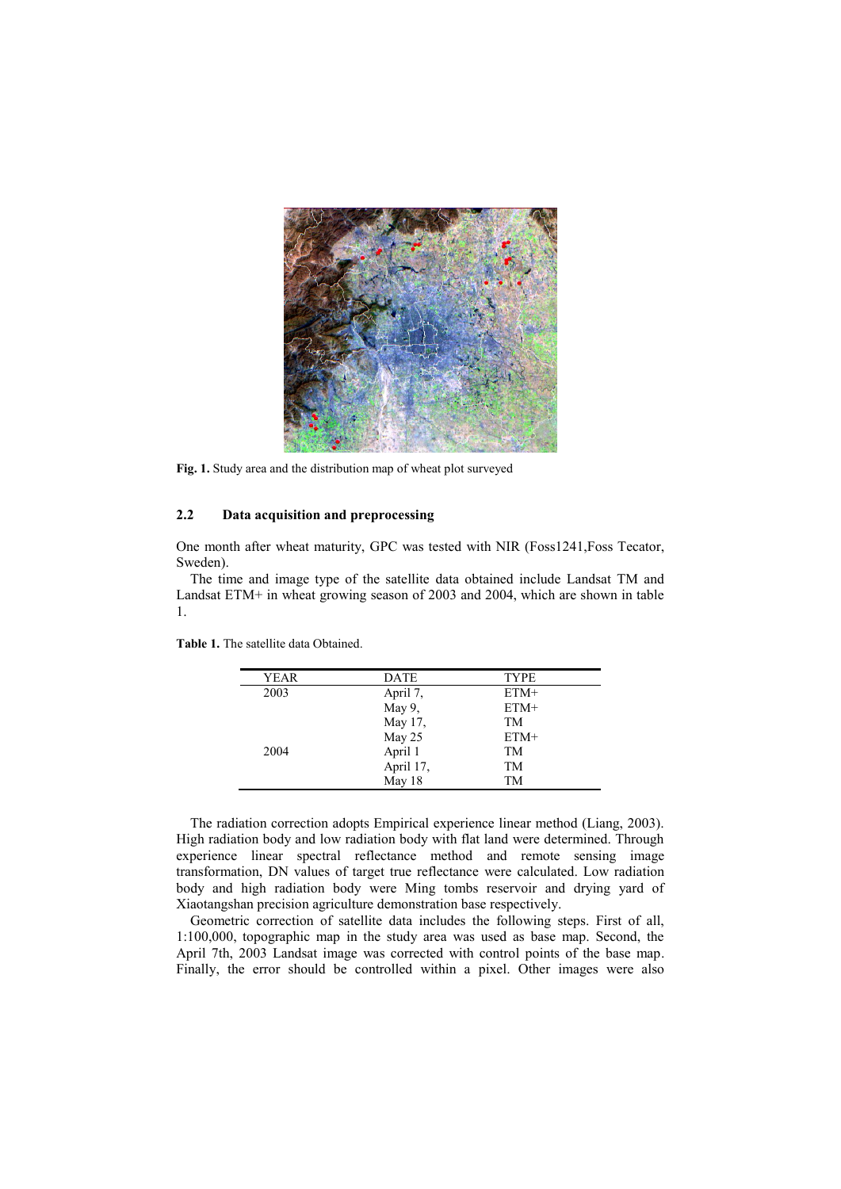Fig. 1. Study area and the distribution map of wheat plot surveyed

### 2.2 Data acquisition and preprocessing

One month after wheat maturity, GPC was tested with NIR (Foss1241,Foss Tecator, Sweden).

The time and image type of the satellite data obtained include Landsat TM and Landsat ETM+ in wheat growing season of 2003 and 2004, which are shown in table 1.

**Table 1.** The satellite data Obtained.

| YEAR | DATE | TYPE |
|---|---|---|
| 2003 | April 7, | ETM+ |
| | May 9, | ETM+ |
| | May 17, | TM |
| | May 25 | ETM+ |
| 2004 | April 1 | TM |
| | April 17, | TM |
| | May 18 | TM |

The radiation correction adopts Empirical experience linear method (Liang, 2003). High radiation body and low radiation body with flat land were determined. Through experience linear spectral reflectance method and remote sensing image transformation, DN values of target true reflectance were calculated. Low radiation body and high radiation body were Ming tombs reservoir and drying yard of Xiaotangshan precision agriculture demonstration base respectively.

Geometric correction of satellite data includes the following steps. First of all, 1:100,000, topographic map in the study area was used as base map. Second, the April 7th, 2003 Landsat image was corrected with control points of the base map. Finally, the error should be controlled within a pixel. Other images were also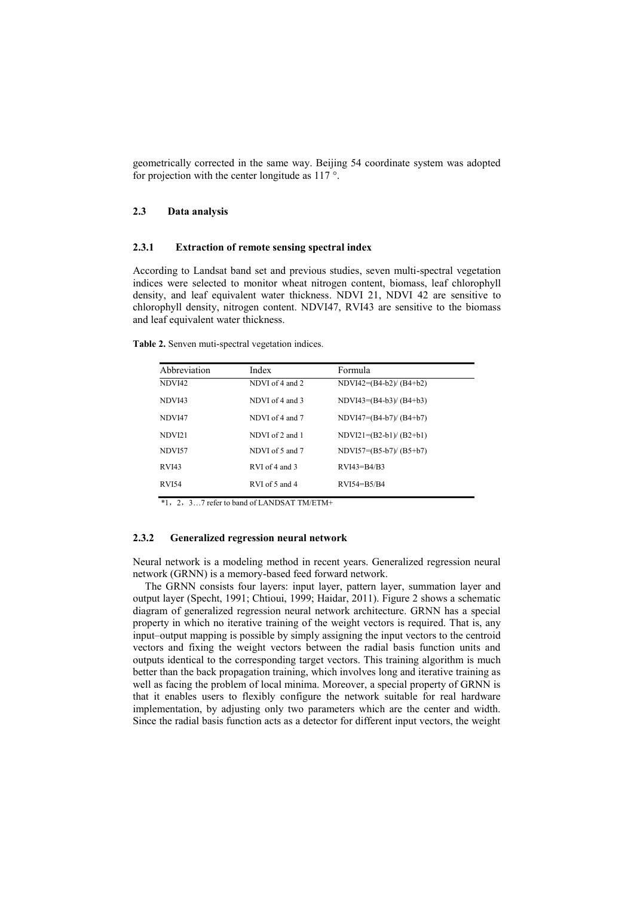geometrically corrected in the same way. Beijing 54 coordinate system was adopted for projection with the center longitude as 117 °.

### 2.3 Data analysis

#### 2.3.1 Extraction of remote sensing spectral index

According to Landsat band set and previous studies, seven multi-spectral vegetation indices were selected to monitor wheat nitrogen content, biomass, leaf chlorophyll density, and leaf equivalent water thickness. NDVI 21, NDVI 42 are sensitive to chlorophyll density, nitrogen content. NDVI47, RVI43 are sensitive to the biomass and leaf equivalent water thickness.

**Table 2.** Senven muti-spectral vegetation indices.

| Abbreviation | Index | Formula |
|---|---|---|
| NDVI42 | NDVI of 4 and 2 | NDVI42=(B4-b2)/ (B4+b2) |
| NDVI43 | NDVI of 4 and 3 | NDVI43=(B4-b3)/ (B4+b3) |
| NDVI47 | NDVI of 4 and 7 | NDVI47=(B4-b7)/ (B4+b7) |
| NDVI21 | NDVI of 2 and 1 | NDVI21=(B2-b1)/ (B2+b1) |
| NDVI57 | NDVI of 5 and 7 | NDVI57=(B5-b7)/ (B5+b7) |
| RVI43 | RVI of 4 and 3 | RVI43=B4/B3 |
| RVI54 | RVI of 5 and 4 | RVI54=B5/B4 |

*1，2，3…7 refer to band of LANDSAT TM/ETM+

#### 2.3.2 Generalized regression neural network

Neural network is a modeling method in recent years. Generalized regression neural network (GRNN) is a memory-based feed forward network.

The GRNN consists four layers: input layer, pattern layer, summation layer and output layer (Specht, 1991; Chtioui, 1999; Haidar, 2011). Figure 2 shows a schematic diagram of generalized regression neural network architecture. GRNN has a special property in which no iterative training of the weight vectors is required. That is, any input–output mapping is possible by simply assigning the input vectors to the centroid vectors and fixing the weight vectors between the radial basis function units and outputs identical to the corresponding target vectors. This training algorithm is much better than the back propagation training, which involves long and iterative training as well as facing the problem of local minima. Moreover, a special property of GRNN is that it enables users to flexibly configure the network suitable for real hardware implementation, by adjusting only two parameters which are the center and width. Since the radial basis function acts as a detector for different input vectors, the weight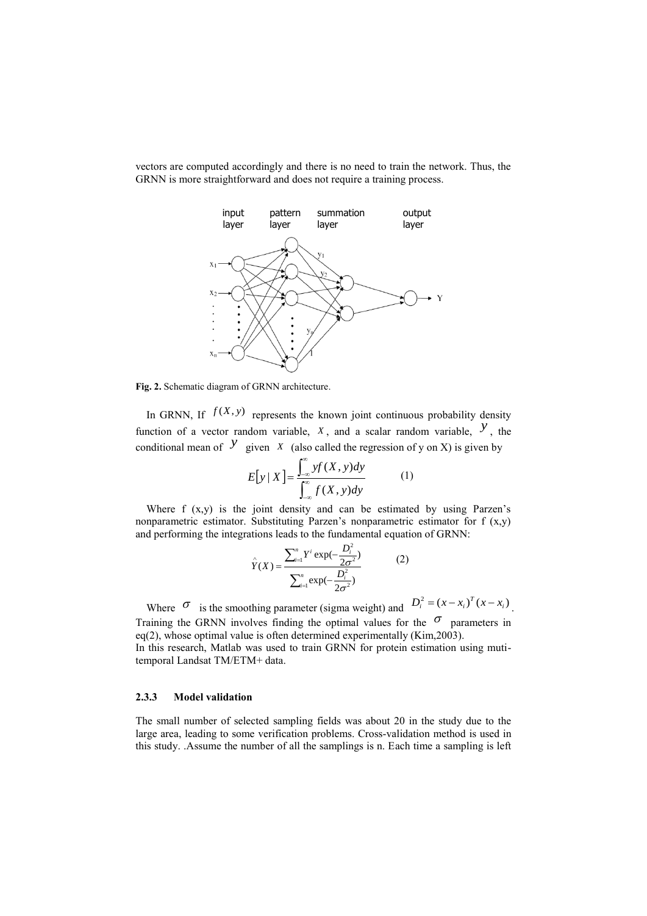vectors are computed accordingly and there is no need to train the network. Thus, the GRNN is more straightforward and does not require a training process.

**Fig. 2.** Schematic diagram of GRNN architecture.

In GRNN, If $f(X, y)$ represents the known joint continuous probability density function of a vector random variable, $X$, and a scalar random variable, $y$, the conditional mean of $y$ given $X$ (also called the regression of y on X) is given by

$$E[y \mid X] = \frac{\int_{-\infty}^{\infty} y f(X, y) dy}{\int_{-\infty}^{\infty} f(X, y) dy} \qquad (1)$$

Where f (x,y) is the joint density and can be estimated by using Parzen's nonparametric estimator. Substituting Parzen's nonparametric estimator for f (x,y) and performing the integrations leads to the fundamental equation of GRNN:

$$\hat{Y}(X) = \frac{\sum_{i=1}^{n} Y^i \exp(-\frac{D_i^2}{2\sigma^2})}{\sum_{i=1}^{n} \exp(-\frac{D_i^2}{2\sigma^2})} \qquad (2)$$

Where $\sigma$ is the smoothing parameter (sigma weight) and $D_i^2 = (x - x_i)^T (x - x_i)$. Training the GRNN involves finding the optimal values for the $\sigma$ parameters in eq(2), whose optimal value is often determined experimentally (Kim,2003).

In this research, Matlab was used to train GRNN for protein estimation using muti-temporal Landsat TM/ETM+ data.

#### 2.3.3 Model validation

The small number of selected sampling fields was about 20 in the study due to the large area, leading to some verification problems. Cross-validation method is used in this study. .Assume the number of all the samplings is n. Each time a sampling is left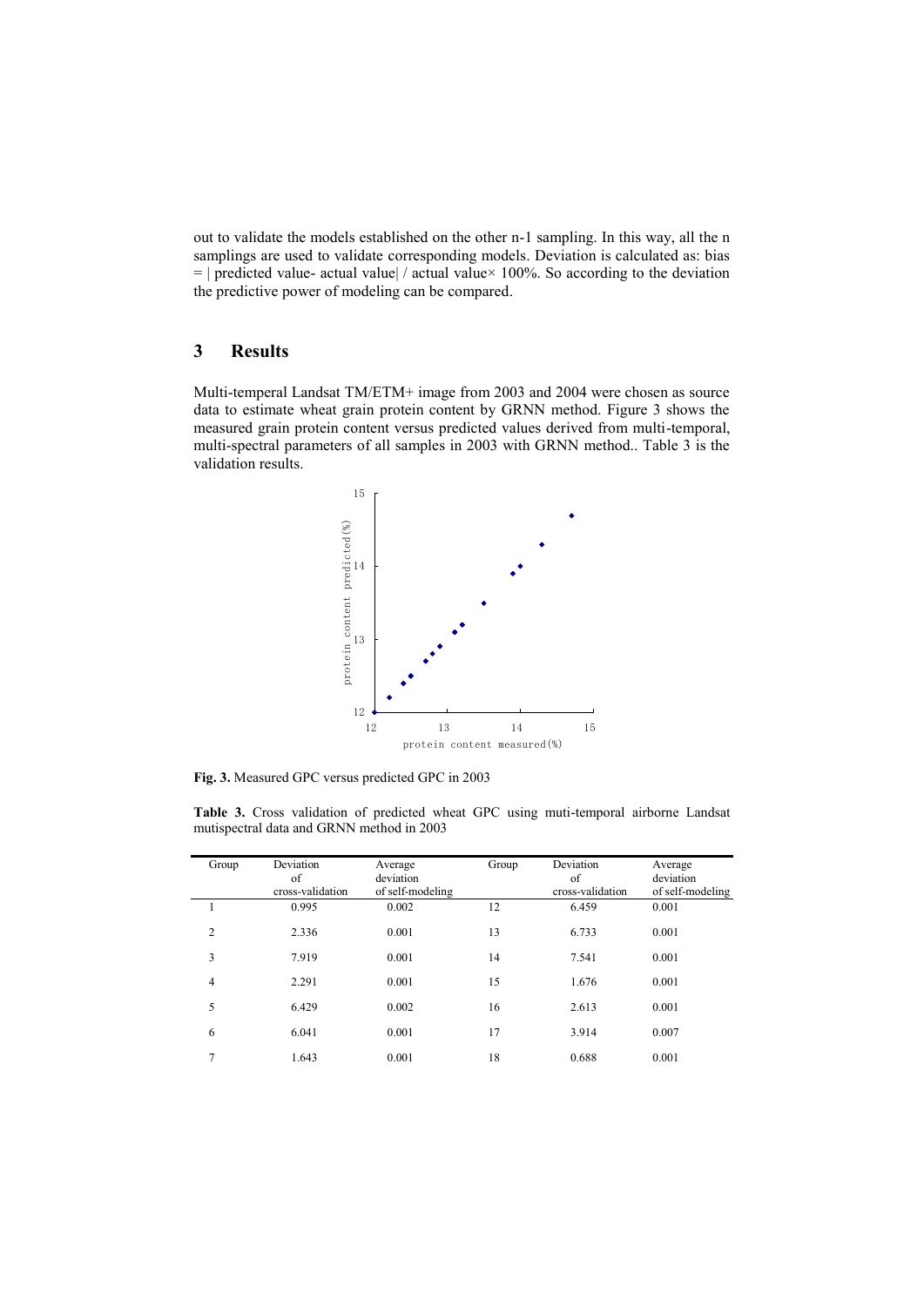out to validate the models established on the other n-1 sampling. In this way, all the n samplings are used to validate corresponding models. Deviation is calculated as: bias = | predicted value- actual value| / actual value× 100%. So according to the deviation the predictive power of modeling can be compared.

## 3 Results

Multi-temperal Landsat TM/ETM+ image from 2003 and 2004 were chosen as source data to estimate wheat grain protein content by GRNN method. Figure 3 shows the measured grain protein content versus predicted values derived from multi-temporal, multi-spectral parameters of all samples in 2003 with GRNN method.. Table 3 is the validation results.

**Fig. 3.** Measured GPC versus predicted GPC in 2003

**Table 3.** Cross validation of predicted wheat GPC using muti-temporal airborne Landsat mutispectral data and GRNN method in 2003

| Group | Deviation of cross-validation | Average deviation of self-modeling | Group | Deviation of cross-validation | Average deviation of self-modeling |
|---|---|---|---|---|---|
| 1 | 0.995 | 0.002 | 12 | 6.459 | 0.001 |
| 2 | 2.336 | 0.001 | 13 | 6.733 | 0.001 |
| 3 | 7.919 | 0.001 | 14 | 7.541 | 0.001 |
| 4 | 2.291 | 0.001 | 15 | 1.676 | 0.001 |
| 5 | 6.429 | 0.002 | 16 | 2.613 | 0.001 |
| 6 | 6.041 | 0.001 | 17 | 3.914 | 0.007 |
| 7 | 1.643 | 0.001 | 18 | 0.688 | 0.001 |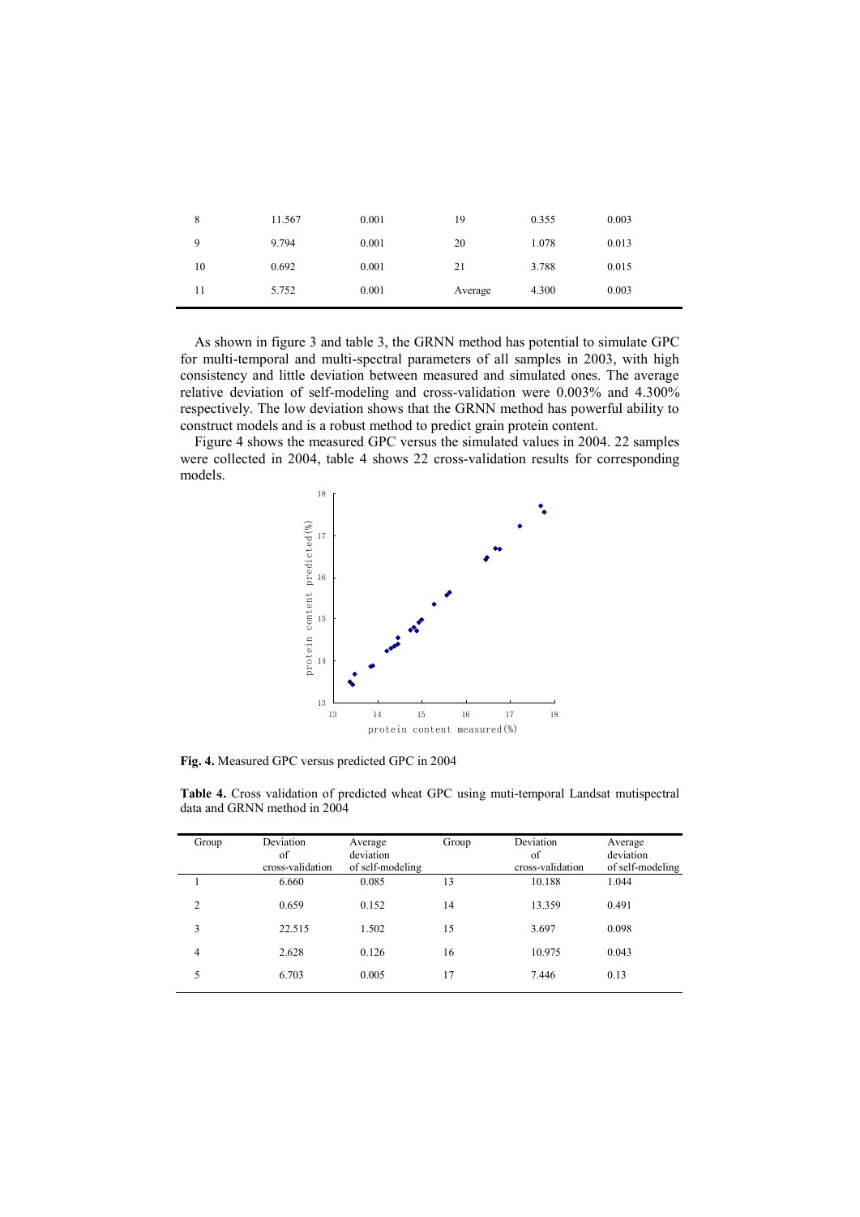| 8 | 11.567 | 0.001 | 19 | 0.355 | 0.003 |
|---|---|---|---|---|---|
| 9 | 9.794 | 0.001 | 20 | 1.078 | 0.013 |
| 10 | 0.692 | 0.001 | 21 | 3.788 | 0.015 |
| 11 | 5.752 | 0.001 | Average | 4.300 | 0.003 |

As shown in figure 3 and table 3, the GRNN method has potential to simulate GPC for multi-temporal and multi-spectral parameters of all samples in 2003, with high consistency and little deviation between measured and simulated ones. The average relative deviation of self-modeling and cross-validation were 0.003% and 4.300% respectively. The low deviation shows that the GRNN method has powerful ability to construct models and is a robust method to predict grain protein content.

Figure 4 shows the measured GPC versus the simulated values in 2004. 22 samples were collected in 2004, table 4 shows 22 cross-validation results for corresponding models.

**Fig. 4.** Measured GPC versus predicted GPC in 2004

**Table 4.** Cross validation of predicted wheat GPC using muti-temporal Landsat mutispectral data and GRNN method in 2004

| Group | Deviation of cross-validation | Average deviation of self-modeling | Group | Deviation of cross-validation | Average deviation of self-modeling |
|---|---|---|---|---|---|
| 1 | 6.660 | 0.085 | 13 | 10.188 | 1.044 |
| 2 | 0.659 | 0.152 | 14 | 13.359 | 0.491 |
| 3 | 22.515 | 1.502 | 15 | 3.697 | 0.098 |
| 4 | 2.628 | 0.126 | 16 | 10.975 | 0.043 |
| 5 | 6.703 | 0.005 | 17 | 7.446 | 0.13 |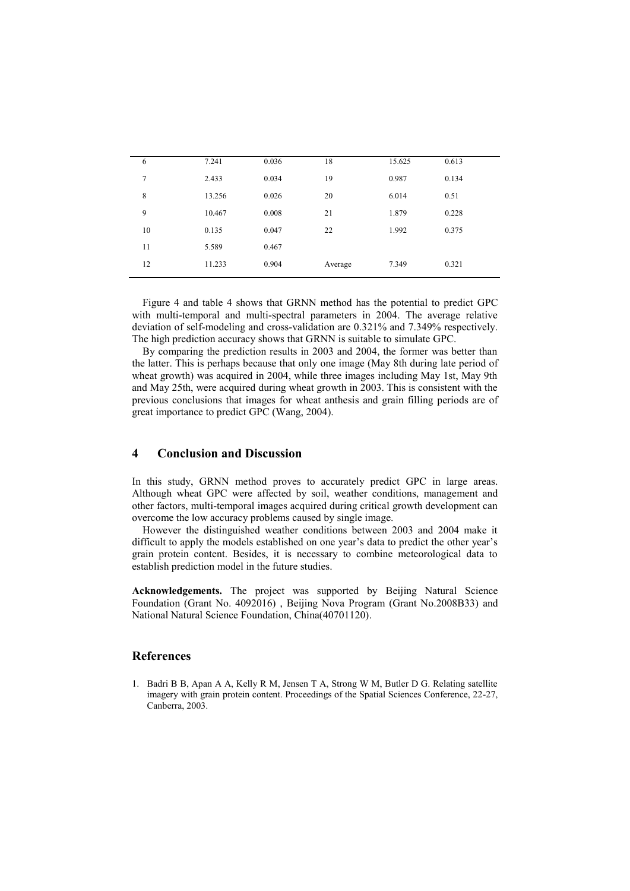| 6 | 7.241 | 0.036 | 18 | 15.625 | 0.613 |
|---|---|---|---|---|---|
| 7 | 2.433 | 0.034 | 19 | 0.987 | 0.134 |
| 8 | 13.256 | 0.026 | 20 | 6.014 | 0.51 |
| 9 | 10.467 | 0.008 | 21 | 1.879 | 0.228 |
| 10 | 0.135 | 0.047 | 22 | 1.992 | 0.375 |
| 11 | 5.589 | 0.467 | | | |
| 12 | 11.233 | 0.904 | Average | 7.349 | 0.321 |

Figure 4 and table 4 shows that GRNN method has the potential to predict GPC with multi-temporal and multi-spectral parameters in 2004. The average relative deviation of self-modeling and cross-validation are 0.321% and 7.349% respectively. The high prediction accuracy shows that GRNN is suitable to simulate GPC.

By comparing the prediction results in 2003 and 2004, the former was better than the latter. This is perhaps because that only one image (May 8th during late period of wheat growth) was acquired in 2004, while three images including May 1st, May 9th and May 25th, were acquired during wheat growth in 2003. This is consistent with the previous conclusions that images for wheat anthesis and grain filling periods are of great importance to predict GPC (Wang, 2004).

## 4 Conclusion and Discussion

In this study, GRNN method proves to accurately predict GPC in large areas. Although wheat GPC were affected by soil, weather conditions, management and other factors, multi-temporal images acquired during critical growth development can overcome the low accuracy problems caused by single image.

However the distinguished weather conditions between 2003 and 2004 make it difficult to apply the models established on one year's data to predict the other year's grain protein content. Besides, it is necessary to combine meteorological data to establish prediction model in the future studies.

**Acknowledgements.** The project was supported by Beijing Natural Science Foundation (Grant No. 4092016) , Beijing Nova Program (Grant No.2008B33) and National Natural Science Foundation, China(40701120).

## References

1. Badri B B, Apan A A, Kelly R M, Jensen T A, Strong W M, Butler D G. Relating satellite imagery with grain protein content. Proceedings of the Spatial Sciences Conference, 22-27, Canberra, 2003.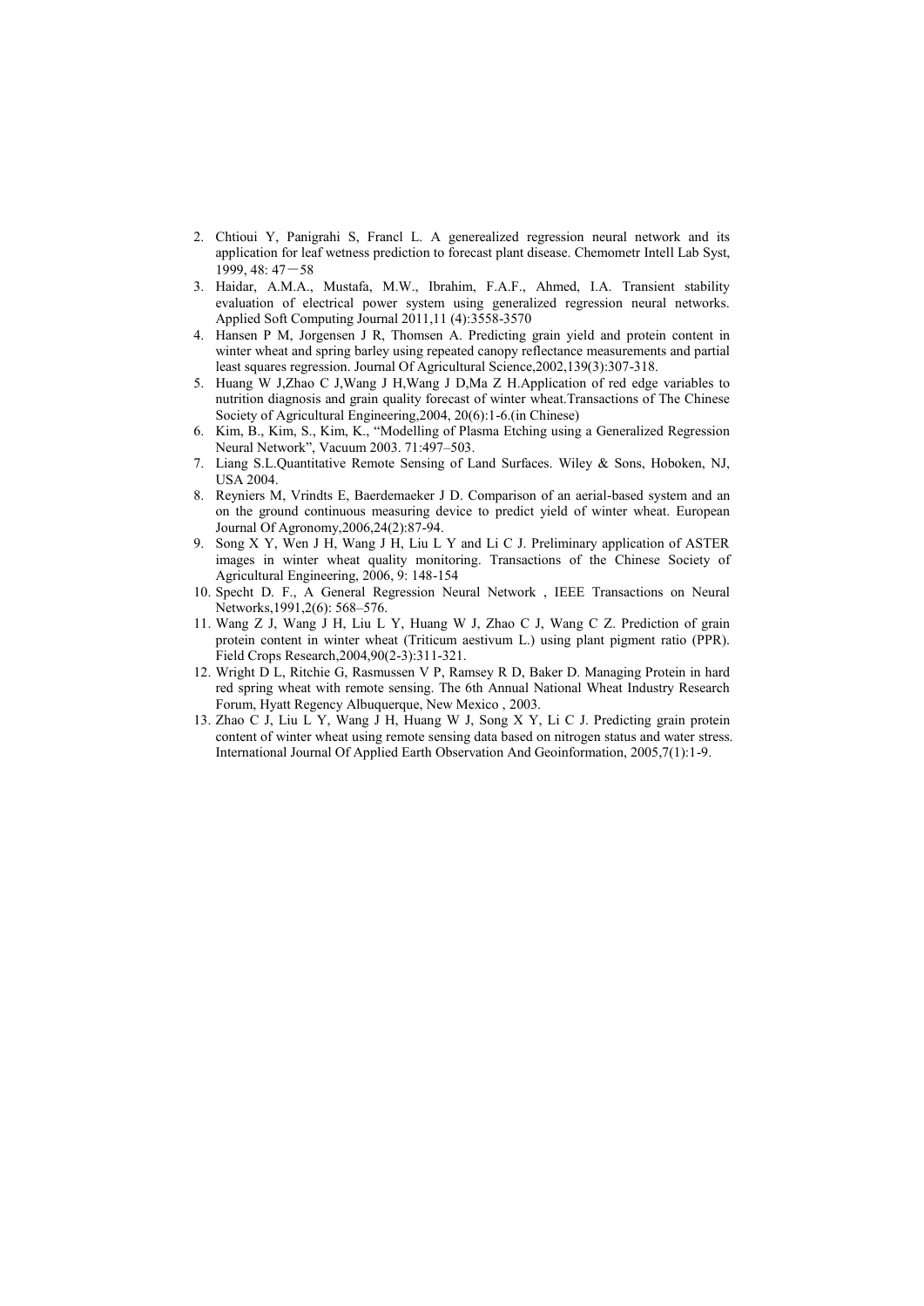2. Chtioui Y, Panigrahi S, Francl L. A generealized regression neural network and its application for leaf wetness prediction to forecast plant disease. Chemometr Intell Lab Syst, 1999, 48: 47－58
3. Haidar, A.M.A., Mustafa, M.W., Ibrahim, F.A.F., Ahmed, I.A. Transient stability evaluation of electrical power system using generalized regression neural networks. Applied Soft Computing Journal 2011,11 (4):3558-3570
4. Hansen P M, Jorgensen J R, Thomsen A. Predicting grain yield and protein content in winter wheat and spring barley using repeated canopy reflectance measurements and partial least squares regression. Journal Of Agricultural Science,2002,139(3):307-318.
5. Huang W J,Zhao C J,Wang J H,Wang J D,Ma Z H.Application of red edge variables to nutrition diagnosis and grain quality forecast of winter wheat.Transactions of The Chinese Society of Agricultural Engineering,2004, 20(6):1-6.(in Chinese)
6. Kim, B., Kim, S., Kim, K., "Modelling of Plasma Etching using a Generalized Regression Neural Network", Vacuum 2003. 71:497–503.
7. Liang S.L.Quantitative Remote Sensing of Land Surfaces. Wiley & Sons, Hoboken, NJ, USA 2004.
8. Reyniers M, Vrindts E, Baerdemaeker J D. Comparison of an aerial-based system and an on the ground continuous measuring device to predict yield of winter wheat. European Journal Of Agronomy,2006,24(2):87-94.
9. Song X Y, Wen J H, Wang J H, Liu L Y and Li C J. Preliminary application of ASTER images in winter wheat quality monitoring. Transactions of the Chinese Society of Agricultural Engineering, 2006, 9: 148-154
10. Specht D. F., A General Regression Neural Network , IEEE Transactions on Neural Networks,1991,2(6): 568–576.
11. Wang Z J, Wang J H, Liu L Y, Huang W J, Zhao C J, Wang C Z. Prediction of grain protein content in winter wheat (Triticum aestivum L.) using plant pigment ratio (PPR). Field Crops Research,2004,90(2-3):311-321.
12. Wright D L, Ritchie G, Rasmussen V P, Ramsey R D, Baker D. Managing Protein in hard red spring wheat with remote sensing. The 6th Annual National Wheat Industry Research Forum, Hyatt Regency Albuquerque, New Mexico , 2003.
13. Zhao C J, Liu L Y, Wang J H, Huang W J, Song X Y, Li C J. Predicting grain protein content of winter wheat using remote sensing data based on nitrogen status and water stress. International Journal Of Applied Earth Observation And Geoinformation, 2005,7(1):1-9.